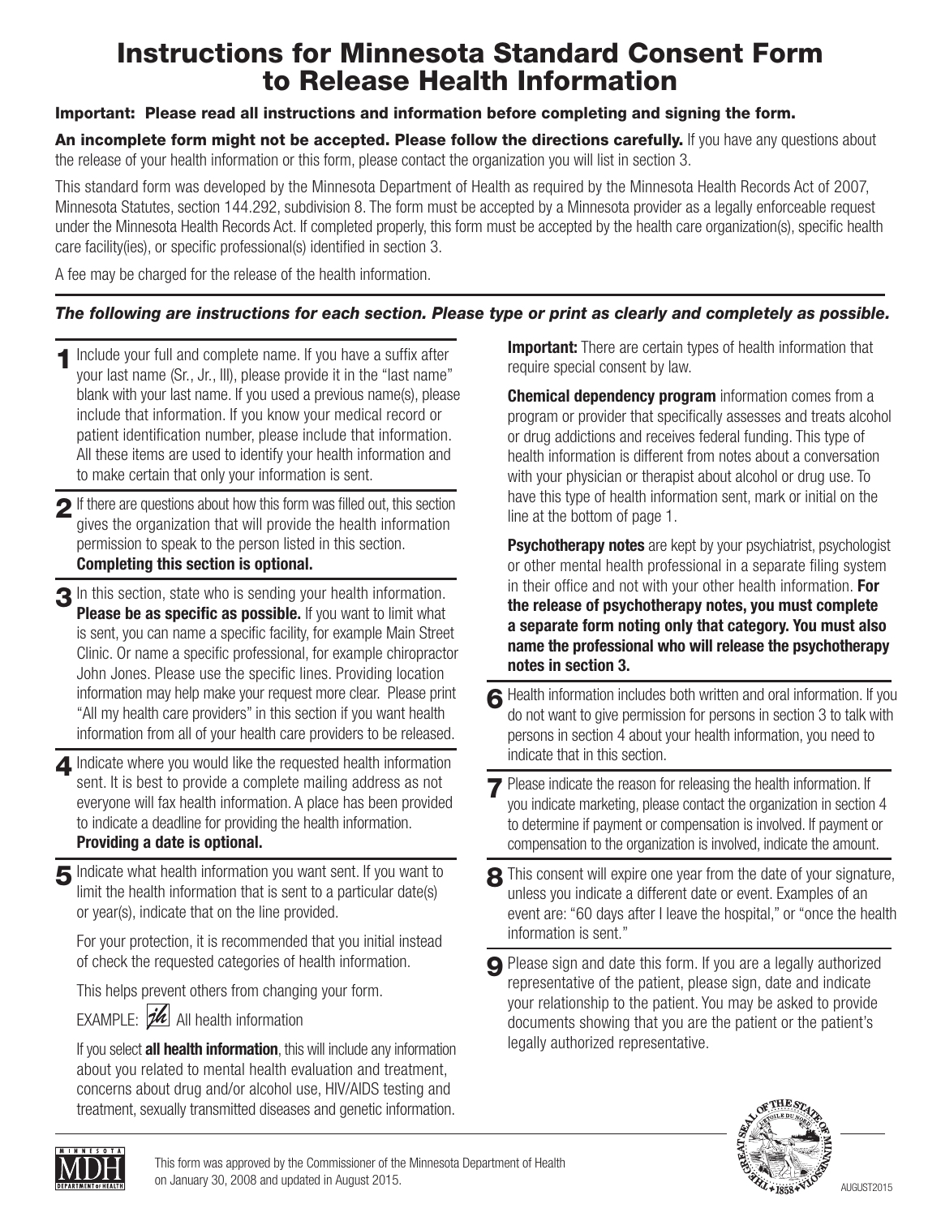# Instructions for Minnesota Standard Consent Form to Release Health Information

**Important: Please read all instructions and information before completing and signing the form.**

**An incomplete form might not be accepted. Please follow the directions carefully.** If you have any questions about the release of your health information or this form, please contact the organization you will list in section 3.

This standard form was developed by the Minnesota Department of Health as required by the Minnesota Health Records Act of 2007, Minnesota Statutes, section 144.292, subdivision 8. The form must be accepted by a Minnesota provider as a legally enforceable request under the Minnesota Health Records Act. If completed properly, this form must be accepted by the health care organization(s), specific health care facility(ies), or specific professional(s) identified in section 3.

A fee may be charged for the release of the health information.

***The following are instructions for each section. Please type or print as clearly and completely as possible.***

**1** Include your full and complete name. If you have a suffix after your last name (Sr., Jr., III), please provide it in the "last name" blank with your last name. If you used a previous name(s), please include that information. If you know your medical record or patient identification number, please include that information. All these items are used to identify your health information and to make certain that only your information is sent.

**2** If there are questions about how this form was filled out, this section gives the organization that will provide the health information permission to speak to the person listed in this section. **Completing this section is optional.**

**3** In this section, state who is sending your health information. **Please be as specific as possible.** If you want to limit what is sent, you can name a specific facility, for example Main Street Clinic. Or name a specific professional, for example chiropractor John Jones. Please use the specific lines. Providing location information may help make your request more clear. Please print "All my health care providers" in this section if you want health information from all of your health care providers to be released.

**4** Indicate where you would like the requested health information sent. It is best to provide a complete mailing address as not everyone will fax health information. A place has been provided to indicate a deadline for providing the health information. **Providing a date is optional.**

**5** Indicate what health information you want sent. If you want to limit the health information that is sent to a particular date(s) or year(s), indicate that on the line provided.

For your protection, it is recommended that you initial instead of check the requested categories of health information.

This helps prevent others from changing your form.

EXAMPLE: *jh* All health information

If you select **all health information**, this will include any information about you related to mental health evaluation and treatment, concerns about drug and/or alcohol use, HIV/AIDS testing and treatment, sexually transmitted diseases and genetic information.

**Important:** There are certain types of health information that require special consent by law.

**Chemical dependency program** information comes from a program or provider that specifically assesses and treats alcohol or drug addictions and receives federal funding. This type of health information is different from notes about a conversation with your physician or therapist about alcohol or drug use. To have this type of health information sent, mark or initial on the line at the bottom of page 1.

**Psychotherapy notes** are kept by your psychiatrist, psychologist or other mental health professional in a separate filing system in their office and not with your other health information. **For the release of psychotherapy notes, you must complete a separate form noting only that category. You must also name the professional who will release the psychotherapy notes in section 3.**

**6** Health information includes both written and oral information. If you do not want to give permission for persons in section 3 to talk with persons in section 4 about your health information, you need to indicate that in this section.

**7** Please indicate the reason for releasing the health information. If you indicate marketing, please contact the organization in section 4 to determine if payment or compensation is involved. If payment or compensation to the organization is involved, indicate the amount.

**8** This consent will expire one year from the date of your signature, unless you indicate a different date or event. Examples of an event are: "60 days after I leave the hospital," or "once the health information is sent."

**9** Please sign and date this form. If you are a legally authorized representative of the patient, please sign, date and indicate your relationship to the patient. You may be asked to provide documents showing that you are the patient or the patient's legally authorized representative.

This form was approved by the Commissioner of the Minnesota Department of Health on January 30, 2008 and updated in August 2015.

AUGUST2015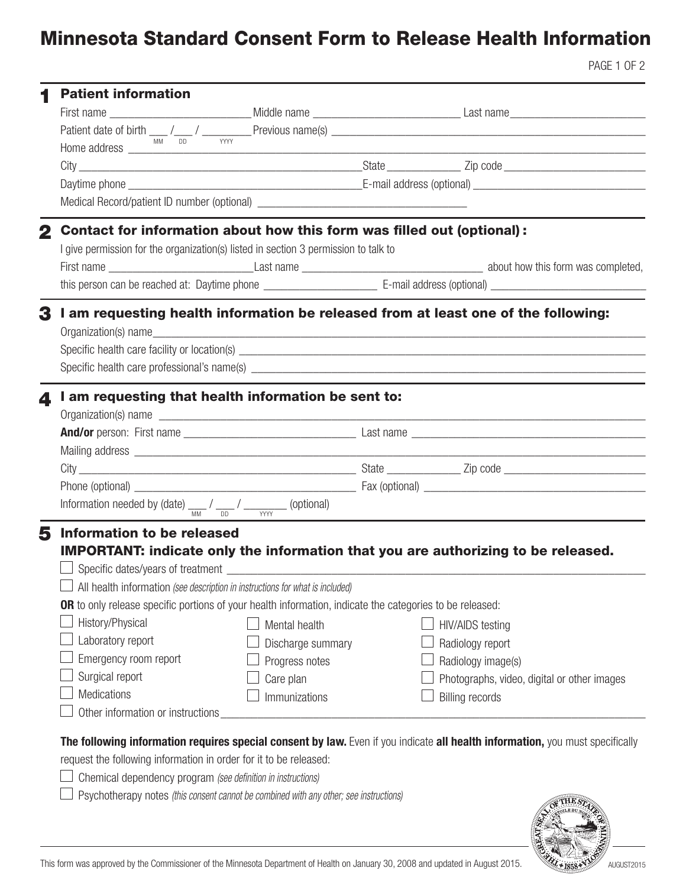# Minnesota Standard Consent Form to Release Health Information

## 1 Patient information

First name ________________________ Middle name __________________________ Last name________________________

Patient date of birth ___ /___ / ________ Previous name(s) ___________________________________________________
(MM DD YYYY)

Home address ______________________________________________________________________________________

City ________________________________________________State _____________ Zip code ________________________

Daytime phone _________________________________________E-mail address (optional) _____________________________

Medical Record/patient ID number (optional) ____________________________________

## 2 Contact for information about how this form was filled out (optional):

I give permission for the organization(s) listed in section 3 permission to talk to

First name __________________________Last name _______________________________ about how this form was completed,

this person can be reached at: Daytime phone ____________________ E-mail address (optional) __________________________

## 3 I am requesting health information be released from at least one of the following:

Organization(s) name______________________________________________________________________________________

Specific health care facility or location(s) ____________________________________________________________________

Specific health care professional's name(s) ___________________________________________________________________

## 4 I am requesting that health information be sent to:

Organization(s) name ______________________________________________________________________________________

**And/or** person: First name ______________________________ Last name ________________________________________

Mailing address _____________________________________________________________________________________

City ______________________________________________ State _____________ Zip code ________________________

Phone (optional) _____________________________________ Fax (optional) _______________________________________

Information needed by (date) ___ / ___ / _______ (optional)
(MM DD YYYY)

## 5 Information to be released

### IMPORTANT: indicate only the information that you are authorizing to be released.

- ☐ Specific dates/years of treatment ____________________________________________________________________
- ☐ All health information *(see description in instructions for what is included)*

**OR** to only release specific portions of your health information, indicate the categories to be released:

- ☐ History/Physical
- ☐ Laboratory report
- ☐ Emergency room report
- ☐ Surgical report
- ☐ Medications
- ☐ Mental health
- ☐ Discharge summary
- ☐ Progress notes
- ☐ Care plan
- ☐ Immunizations
- ☐ HIV/AIDS testing
- ☐ Radiology report
- ☐ Radiology image(s)
- ☐ Photographs, video, digital or other images
- ☐ Billing records
- ☐ Other information or instructions_______________________________________________________________________

**The following information requires special consent by law.** Even if you indicate **all health information,** you must specifically request the following information in order for it to be released:

- ☐ Chemical dependency program *(see definition in instructions)*
- ☐ Psychotherapy notes *(this consent cannot be combined with any other; see instructions)*

This form was approved by the Commissioner of the Minnesota Department of Health on January 30, 2008 and updated in August 2015.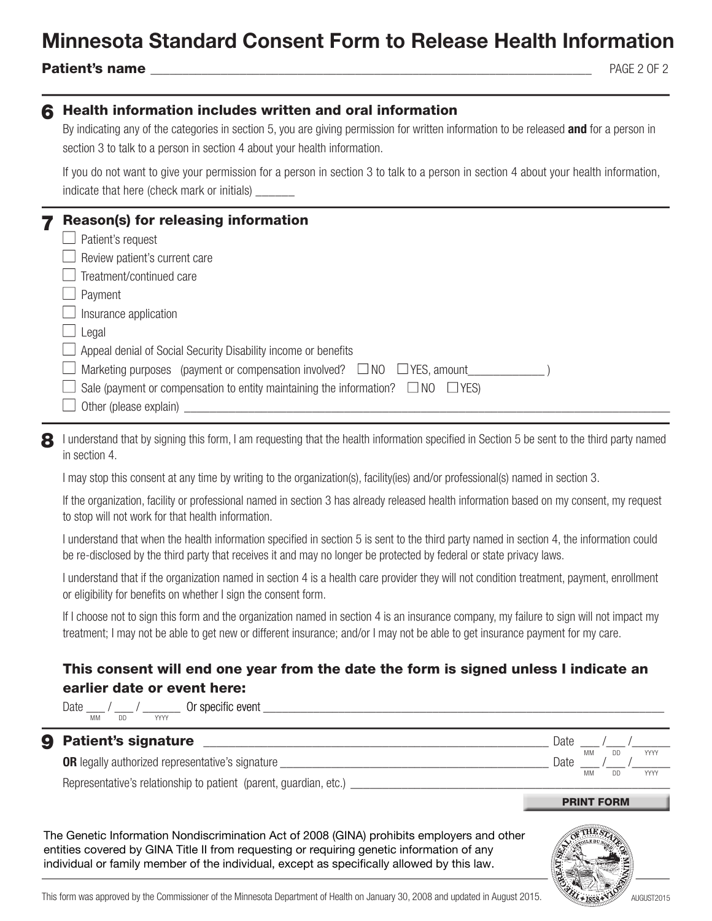# Minnesota Standard Consent Form to Release Health Information

**Patient's name** ______________________________________________

## 6 Health information includes written and oral information

By indicating any of the categories in section 5, you are giving permission for written information to be released **and** for a person in section 3 to talk to a person in section 4 about your health information.

If you do not want to give your permission for a person in section 3 to talk to a person in section 4 about your health information, indicate that here (check mark or initials) ______

## 7 Reason(s) for releasing information

- ☐ Patient's request
- ☐ Review patient's current care
- ☐ Treatment/continued care
- ☐ Payment
- ☐ Insurance application
- ☐ Legal
- ☐ Appeal denial of Social Security Disability income or benefits
- ☐ Marketing purposes (payment or compensation involved? ☐ NO ☐ YES, amount____________ )
- ☐ Sale (payment or compensation to entity maintaining the information? ☐ NO ☐ YES)
- ☐ Other (please explain) ______________________________________________

## 8

I understand that by signing this form, I am requesting that the health information specified in Section 5 be sent to the third party named in section 4.

I may stop this consent at any time by writing to the organization(s), facility(ies) and/or professional(s) named in section 3.

If the organization, facility or professional named in section 3 has already released health information based on my consent, my request to stop will not work for that health information.

I understand that when the health information specified in section 5 is sent to the third party named in section 4, the information could be re-disclosed by the third party that receives it and may no longer be protected by federal or state privacy laws.

I understand that if the organization named in section 4 is a health care provider they will not condition treatment, payment, enrollment or eligibility for benefits on whether I sign the consent form.

If I choose not to sign this form and the organization named in section 4 is an insurance company, my failure to sign will not impact my treatment; I may not be able to get new or different insurance; and/or I may not be able to get insurance payment for my care.

### This consent will end one year from the date the form is signed unless I indicate an earlier date or event here:

Date ___ / ___ / ______ Or specific event ______________________________________________
(MM DD YYYY)

## 9 Patient's signature

**Patient's signature** ______________________________________________ Date ___ /___ /______ (MM DD YYYY)

**OR** legally authorized representative's signature ______________________________________________ Date ___ /___ /______ (MM DD YYYY)

Representative's relationship to patient (parent, guardian, etc.) ______________________________________________

PRINT FORM

The Genetic Information Nondiscrimination Act of 2008 (GINA) prohibits employers and other entities covered by GINA Title II from requesting or requiring genetic information of any individual or family member of the individual, except as specifically allowed by this law.

This form was approved by the Commissioner of the Minnesota Department of Health on January 30, 2008 and updated in August 2015.

AUGUST2015